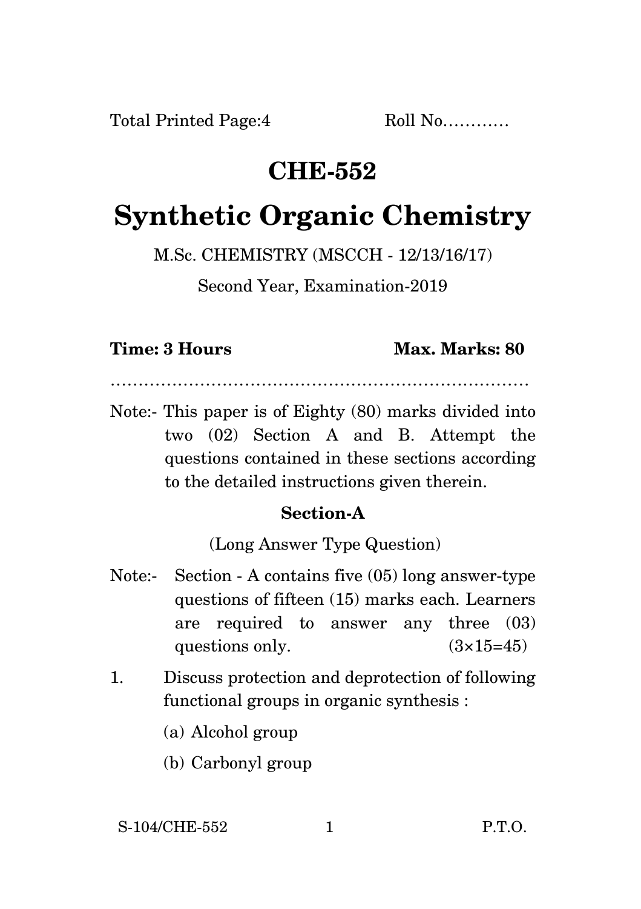Total Printed Page:4 Roll No…………

# CHE-552

# Synthetic Organic Chemistry

M.Sc. CHEMISTRY (MSCCH - 12/13/16/17)

Second Year, Examination-2019

**Time: 3 Hours** **Max. Marks: 80**

…………………………………………………………………

Note:- This paper is of Eighty (80) marks divided into two (02) Section A and B. Attempt the questions contained in these sections according to the detailed instructions given therein.

## Section-A

(Long Answer Type Question)

Note:- Section - A contains five (05) long answer-type questions of fifteen (15) marks each. Learners are required to answer any three (03) questions only. (3×15=45)

1. Discuss protection and deprotection of following functional groups in organic synthesis :

   (a) Alcohol group

   (b) Carbonyl group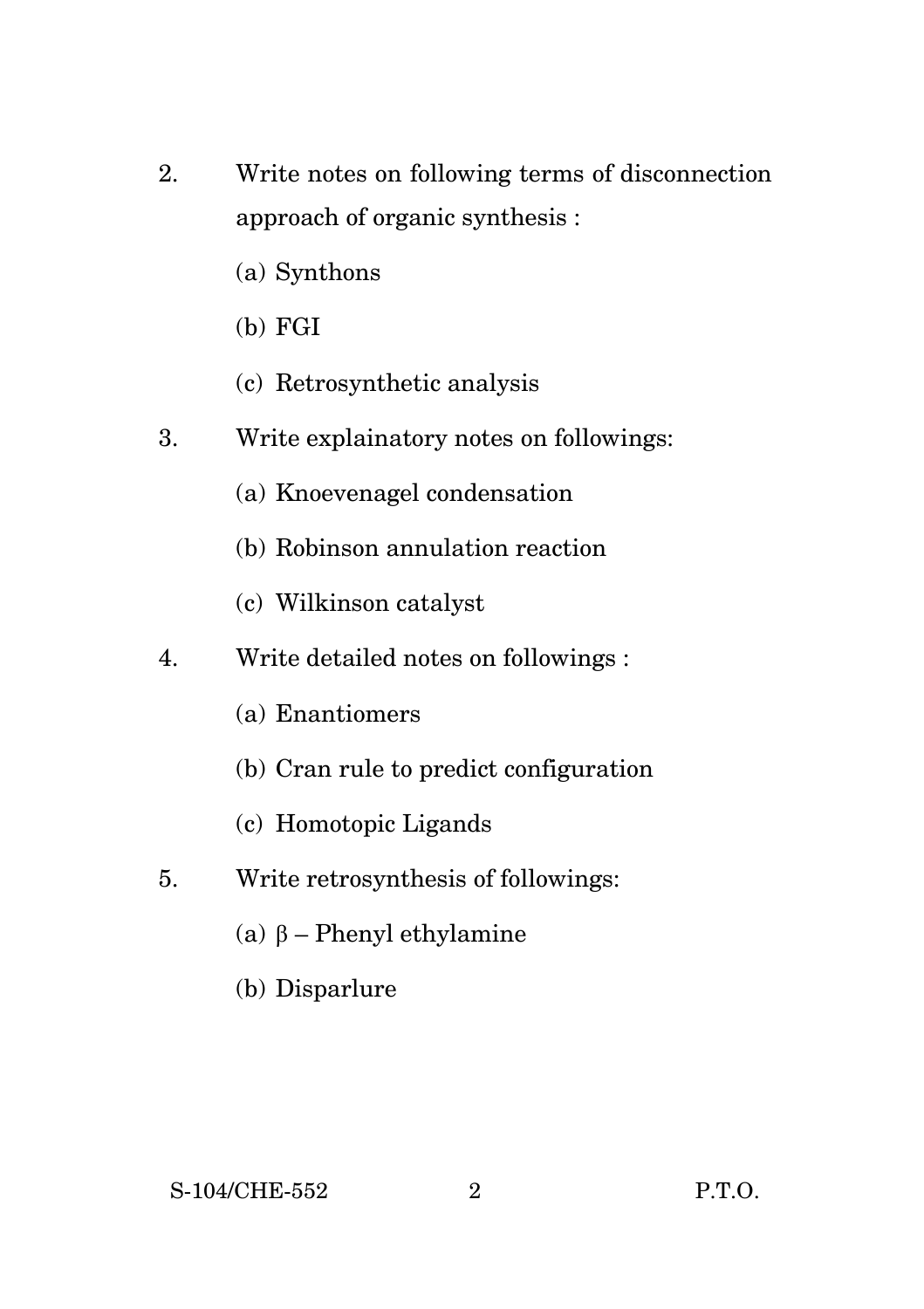2. Write notes on following terms of disconnection approach of organic synthesis :

   (a) Synthons

   (b) FGI

   (c) Retrosynthetic analysis

3. Write explainatory notes on followings:

   (a) Knoevenagel condensation

   (b) Robinson annulation reaction

   (c) Wilkinson catalyst

4. Write detailed notes on followings :

   (a) Enantiomers

   (b) Cran rule to predict configuration

   (c) Homotopic Ligands

5. Write retrosynthesis of followings:

   (a) $\beta$ – Phenyl ethylamine

   (b) Disparlure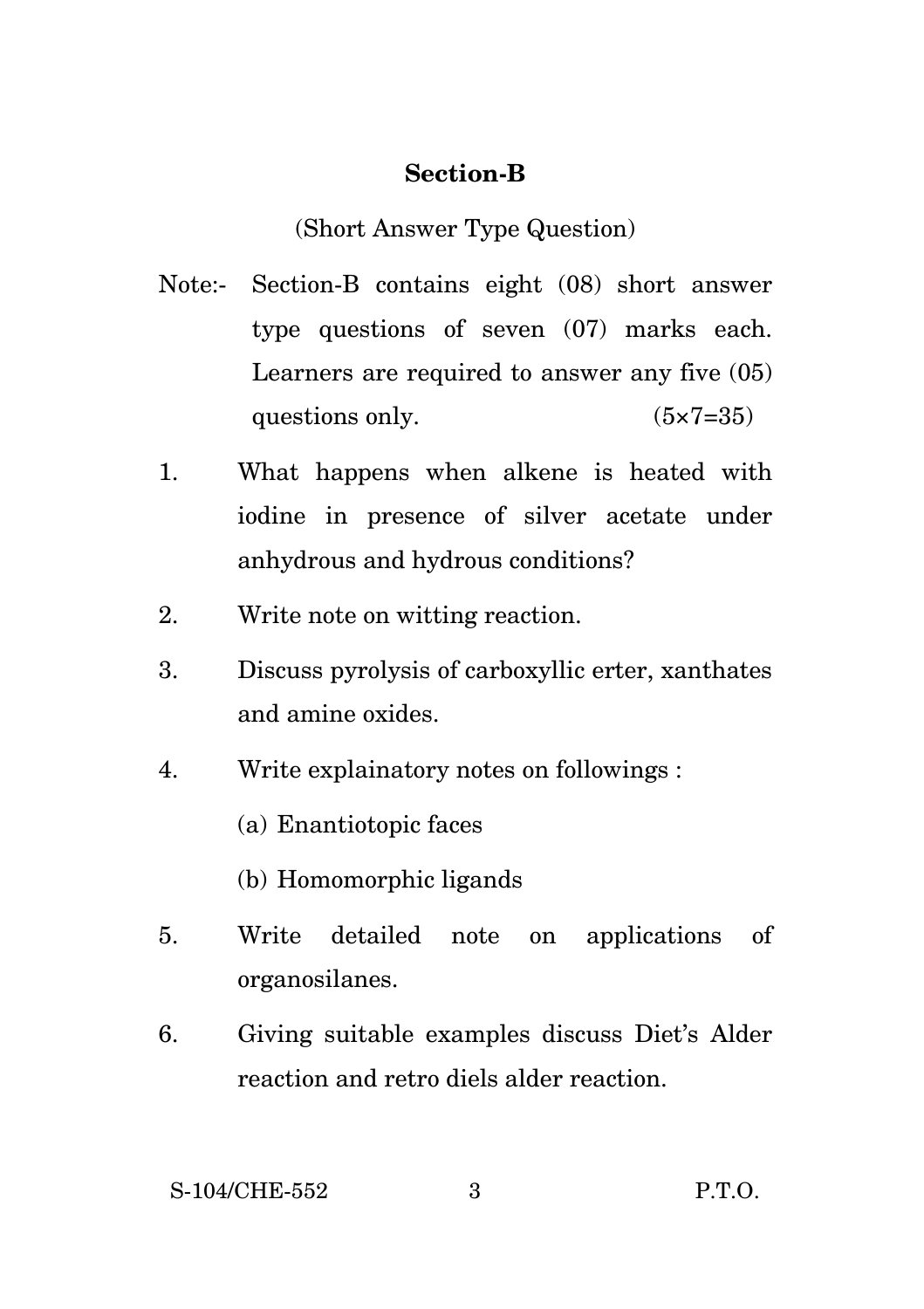## Section-B

(Short Answer Type Question)

Note:- Section-B contains eight (08) short answer type questions of seven (07) marks each. Learners are required to answer any five (05) questions only. (5×7=35)

1. What happens when alkene is heated with iodine in presence of silver acetate under anhydrous and hydrous conditions?

2. Write note on witting reaction.

3. Discuss pyrolysis of carboxyllic erter, xanthates and amine oxides.

4. Write explainatory notes on followings :

   (a) Enantiotopic faces

   (b) Homomorphic ligands

5. Write detailed note on applications of organosilanes.

6. Giving suitable examples discuss Diet's Alder reaction and retro diels alder reaction.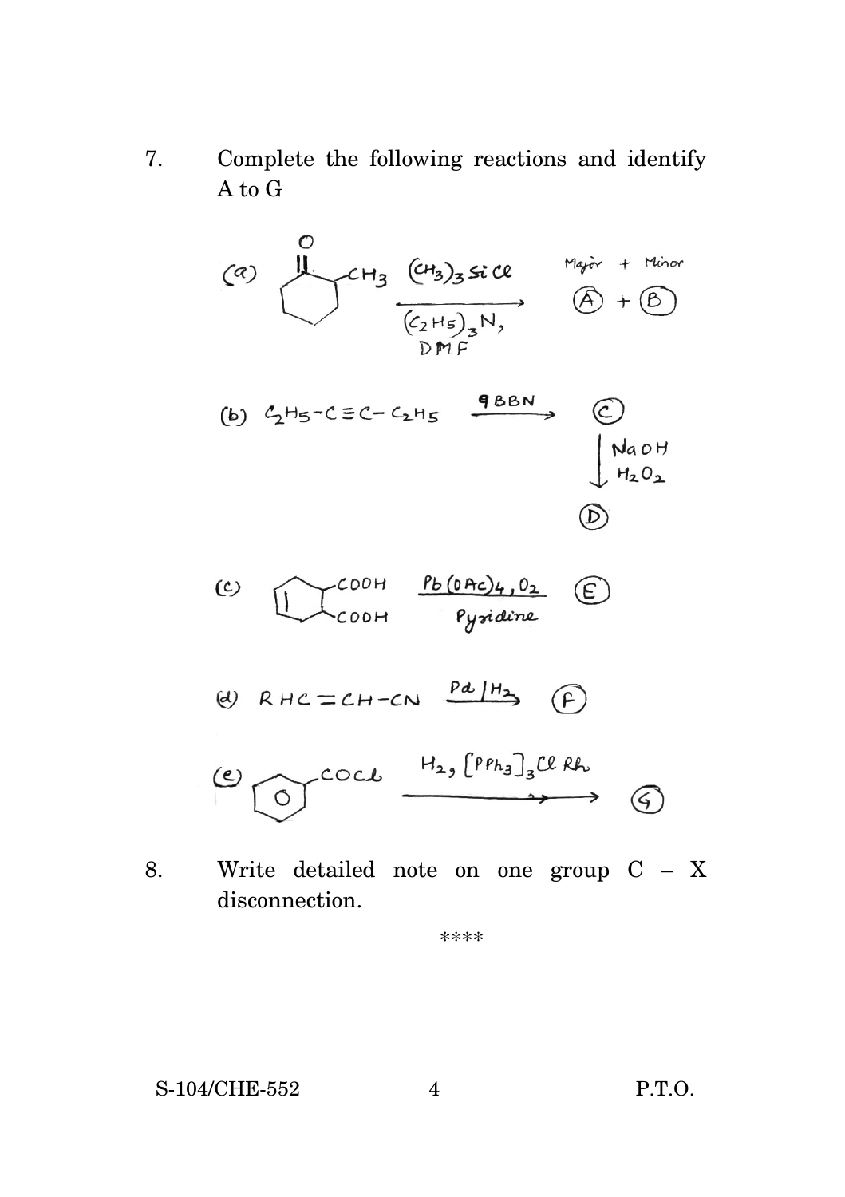7. Complete the following reactions and identify A to G

(a) 2-Methylcyclohexanone $\xrightarrow[(C_2H_5)_3N,\ DMF]{(CH_3)_3SiCl}$ Major (A) + Minor (B)

(b) $C_2H_5-C\equiv C-C_2H_5 \xrightarrow{9BBN}$ (C) $\xrightarrow{NaOH,\ H_2O_2}$ (D)

(c) Cyclohex-4-ene-1,2-dicarboxylic acid (COOH, COOH) $\xrightarrow[Pyridine]{Pb(OAc)_4,\ O_2}$ (E)

(d) $RHC=CH-CN \xrightarrow{Pd/H_2}$ (F)

(e) $C_6H_5COCl \xrightarrow{H_2,\ [PPh_3]_3ClRh}$ (G)

8. Write detailed note on one group C – X disconnection.

\*\*\*\*